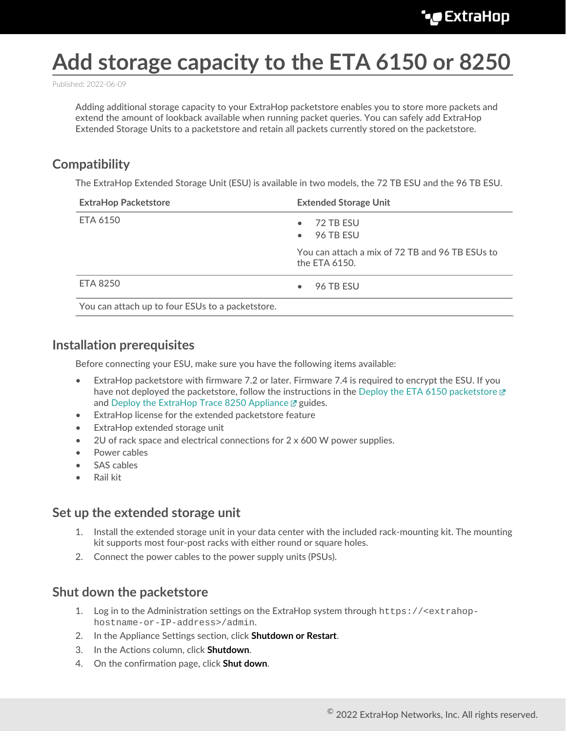# Add storage capacity to the ETA 6150 or 8250

Published: 2022-06-09

Adding additional storage capacity to your ExtraHop packetstore enables you to store more packets and extend the amount of lookback available when running packet queries. You can safely add ExtraHop Extended Storage Units to a packetstore and retain all packets currently stored on the packetstore.

## Compatibility

The ExtraHop Extended Storage Unit (ESU) is available in two models, the 72 TB ESU and the 96 TB ESU.

| ExtraHop Packetstore | Extended Storage Unit |
| --- | --- |
| ETA 6150 | • 72 TB ESU<br>• 96 TB ESU<br><br>You can attach a mix of 72 TB and 96 TB ESUs to the ETA 6150. |
| ETA 8250 | • 96 TB ESU |
| You can attach up to four ESUs to a packetstore. | |

## Installation prerequisites

Before connecting your ESU, make sure you have the following items available:

- ExtraHop packetstore with firmware 7.2 or later. Firmware 7.4 is required to encrypt the ESU. If you have not deployed the packetstore, follow the instructions in the Deploy the ETA 6150 packetstore and Deploy the ExtraHop Trace 8250 Appliance guides.
- ExtraHop license for the extended packetstore feature
- ExtraHop extended storage unit
- 2U of rack space and electrical connections for 2 x 600 W power supplies.
- Power cables
- SAS cables
- Rail kit

## Set up the extended storage unit

1. Install the extended storage unit in your data center with the included rack-mounting kit. The mounting kit supports most four-post racks with either round or square holes.
2. Connect the power cables to the power supply units (PSUs).

## Shut down the packetstore

1. Log in to the Administration settings on the ExtraHop system through `https://<extrahop-hostname-or-IP-address>/admin`.
2. In the Appliance Settings section, click **Shutdown or Restart**.
3. In the Actions column, click **Shutdown**.
4. On the confirmation page, click **Shut down**.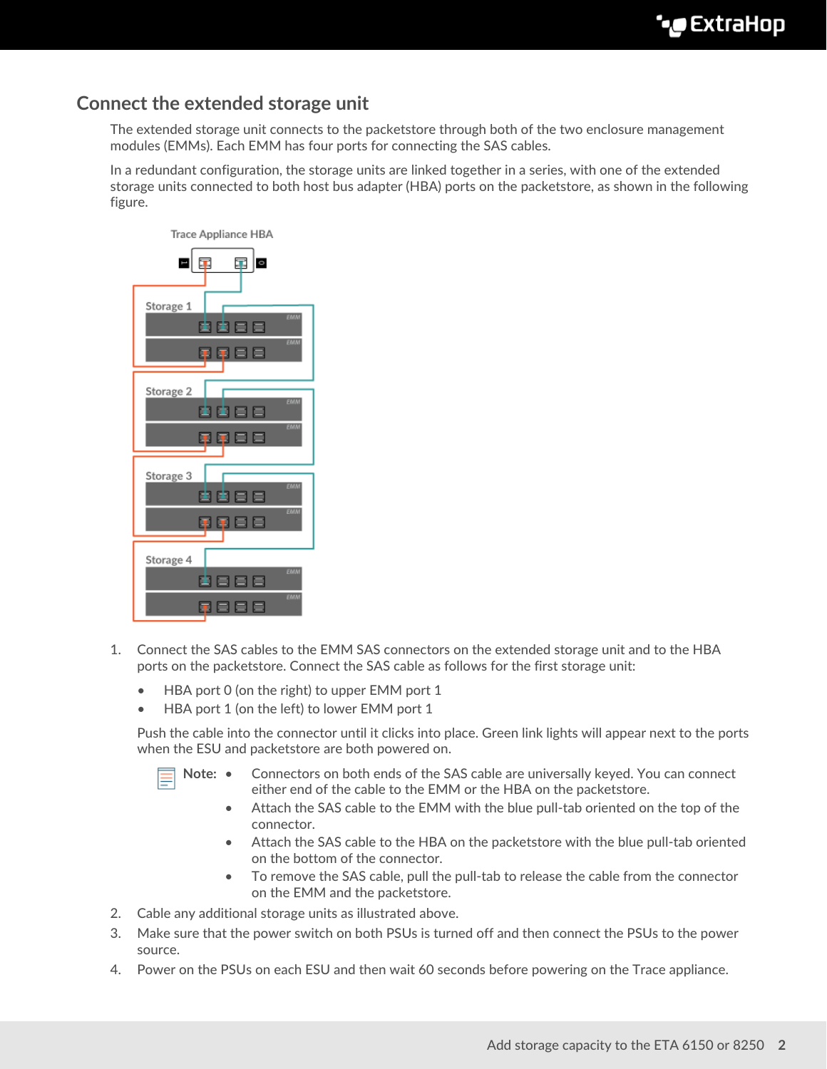## Connect the extended storage unit

The extended storage unit connects to the packetstore through both of the two enclosure management modules (EMMs). Each EMM has four ports for connecting the SAS cables.

In a redundant configuration, the storage units are linked together in a series, with one of the extended storage units connected to both host bus adapter (HBA) ports on the packetstore, as shown in the following figure.

Trace Appliance HBA

Storage 1

Storage 2

Storage 3

Storage 4

1. Connect the SAS cables to the EMM SAS connectors on the extended storage unit and to the HBA ports on the packetstore. Connect the SAS cable as follows for the first storage unit:

   - HBA port 0 (on the right) to upper EMM port 1
   - HBA port 1 (on the left) to lower EMM port 1

   Push the cable into the connector until it clicks into place. Green link lights will appear next to the ports when the ESU and packetstore are both powered on.

   **Note:**
   - Connectors on both ends of the SAS cable are universally keyed. You can connect either end of the cable to the EMM or the HBA on the packetstore.
   - Attach the SAS cable to the EMM with the blue pull-tab oriented on the top of the connector.
   - Attach the SAS cable to the HBA on the packetstore with the blue pull-tab oriented on the bottom of the connector.
   - To remove the SAS cable, pull the pull-tab to release the cable from the connector on the EMM and the packetstore.

2. Cable any additional storage units as illustrated above.
3. Make sure that the power switch on both PSUs is turned off and then connect the PSUs to the power source.
4. Power on the PSUs on each ESU and then wait 60 seconds before powering on the Trace appliance.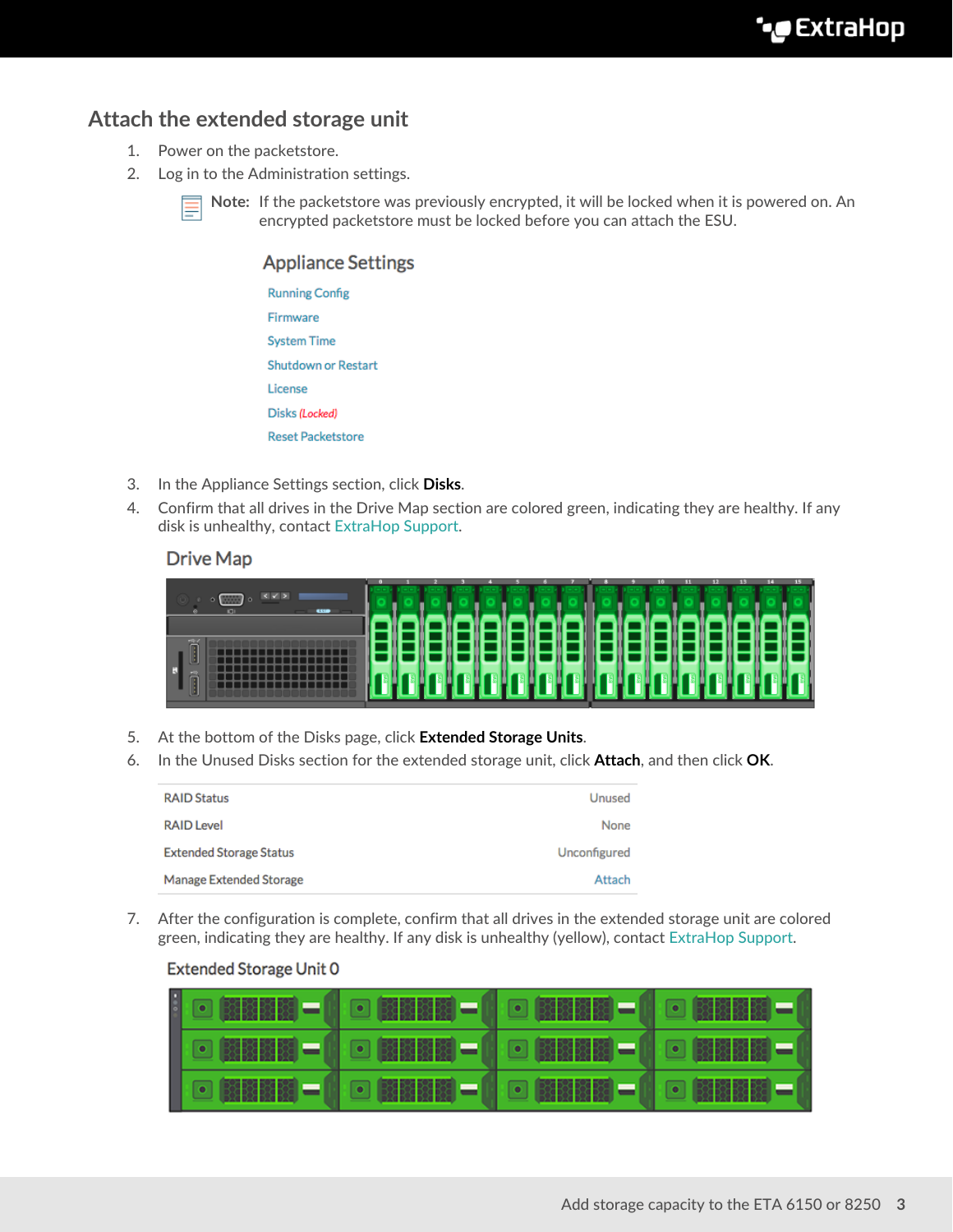## Attach the extended storage unit

1. Power on the packetstore.
2. Log in to the Administration settings.

   **Note:** If the packetstore was previously encrypted, it will be locked when it is powered on. An encrypted packetstore must be locked before you can attach the ESU.

   **Appliance Settings**

   - Running Config
   - Firmware
   - System Time
   - Shutdown or Restart
   - License
   - Disks *(Locked)*
   - Reset Packetstore

3. In the Appliance Settings section, click **Disks**.
4. Confirm that all drives in the Drive Map section are colored green, indicating they are healthy. If any disk is unhealthy, contact ExtraHop Support.

   **Drive Map**

5. At the bottom of the Disks page, click **Extended Storage Units**.
6. In the Unused Disks section for the extended storage unit, click **Attach**, and then click **OK**.

   | | |
   |---|---|
   | RAID Status | Unused |
   | RAID Level | None |
   | Extended Storage Status | Unconfigured |
   | Manage Extended Storage | Attach |

7. After the configuration is complete, confirm that all drives in the extended storage unit are colored green, indicating they are healthy. If any disk is unhealthy (yellow), contact ExtraHop Support.

   **Extended Storage Unit 0**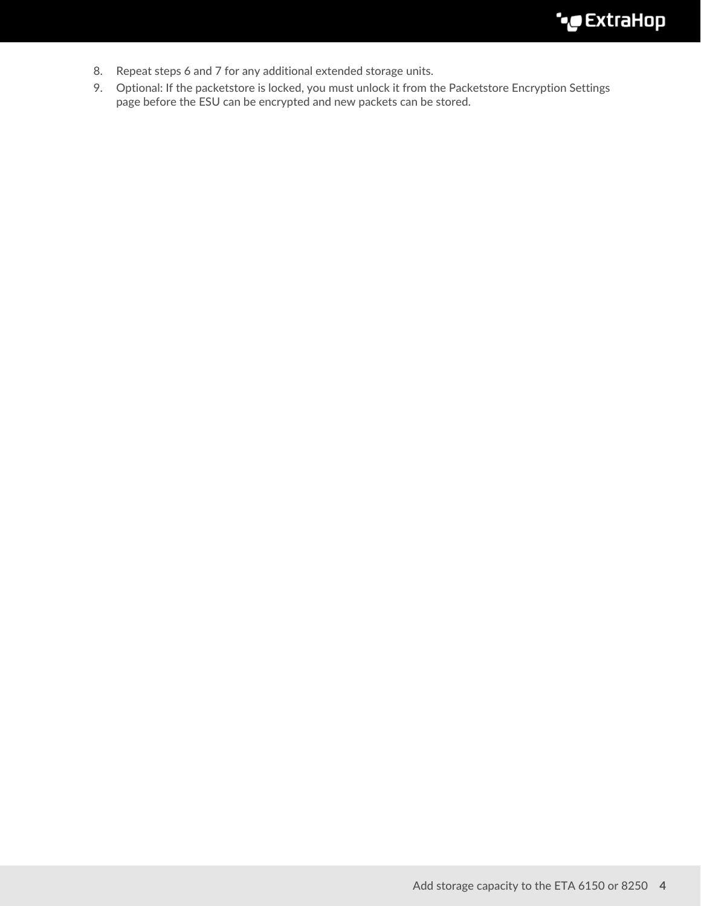8. Repeat steps 6 and 7 for any additional extended storage units.
9. Optional: If the packetstore is locked, you must unlock it from the Packetstore Encryption Settings page before the ESU can be encrypted and new packets can be stored.